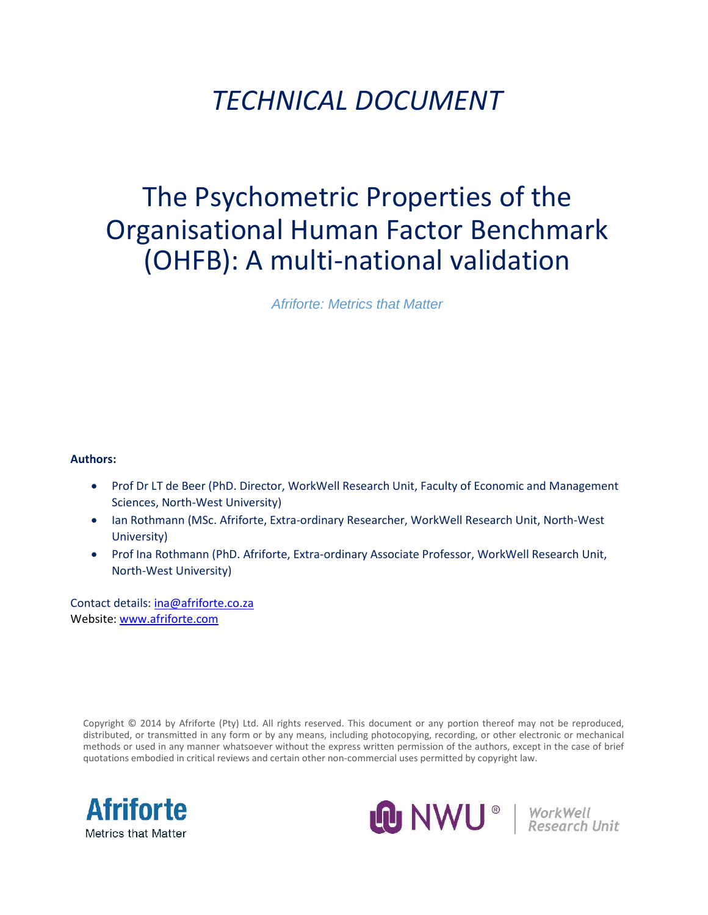# *TECHNICAL DOCUMENT*

# The Psychometric Properties of the Organisational Human Factor Benchmark (OHFB): A multi-national validation

*Afriforte: Metrics that Matter*

**Authors:**

- Prof Dr LT de Beer (PhD. Director, WorkWell Research Unit, Faculty of Economic and Management Sciences, North-West University)
- Ian Rothmann (MSc. Afriforte, Extra-ordinary Researcher, WorkWell Research Unit, North-West University)
- Prof Ina Rothmann (PhD. Afriforte, Extra-ordinary Associate Professor, WorkWell Research Unit, North-West University)

Contact details: ina@afriforte.co.za
Website: www.afriforte.com

Copyright © 2014 by Afriforte (Pty) Ltd. All rights reserved. This document or any portion thereof may not be reproduced, distributed, or transmitted in any form or by any means, including photocopying, recording, or other electronic or mechanical methods or used in any manner whatsoever without the express written permission of the authors, except in the case of brief quotations embodied in critical reviews and certain other non-commercial uses permitted by copyright law.

Afriforte
Metrics that Matter

NWU® | WorkWell Research Unit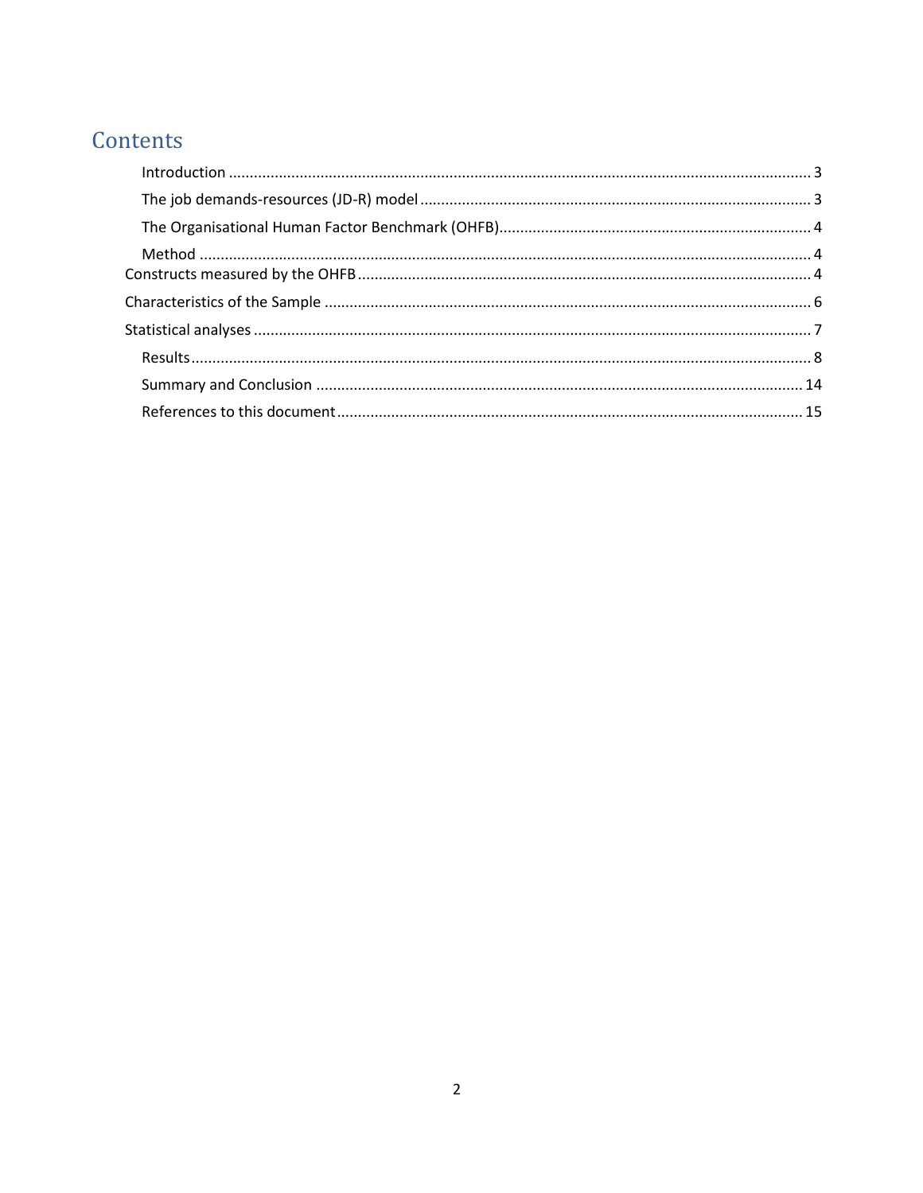# Contents

- Introduction ............................................................ 3
- The job demands-resources (JD-R) model ............................................................ 3
- The Organisational Human Factor Benchmark (OHFB) ............................................................ 4
- Method ............................................................ 4

Constructs measured by the OHFB ............................................................ 4

Characteristics of the Sample ............................................................ 6

Statistical analyses ............................................................ 7

- Results ............................................................ 8
- Summary and Conclusion ............................................................ 14
- References to this document ............................................................ 15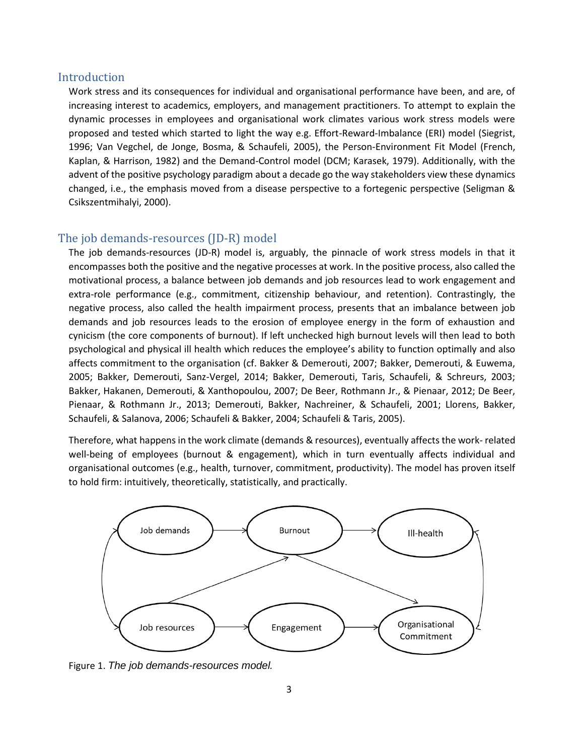## Introduction

Work stress and its consequences for individual and organisational performance have been, and are, of increasing interest to academics, employers, and management practitioners. To attempt to explain the dynamic processes in employees and organisational work climates various work stress models were proposed and tested which started to light the way e.g. Effort-Reward-Imbalance (ERI) model (Siegrist, 1996; Van Vegchel, de Jonge, Bosma, & Schaufeli, 2005), the Person-Environment Fit Model (French, Kaplan, & Harrison, 1982) and the Demand-Control model (DCM; Karasek, 1979). Additionally, with the advent of the positive psychology paradigm about a decade go the way stakeholders view these dynamics changed, i.e., the emphasis moved from a disease perspective to a fortegenic perspective (Seligman & Csikszentmihalyi, 2000).

## The job demands-resources (JD-R) model

The job demands-resources (JD-R) model is, arguably, the pinnacle of work stress models in that it encompasses both the positive and the negative processes at work. In the positive process, also called the motivational process, a balance between job demands and job resources lead to work engagement and extra-role performance (e.g., commitment, citizenship behaviour, and retention). Contrastingly, the negative process, also called the health impairment process, presents that an imbalance between job demands and job resources leads to the erosion of employee energy in the form of exhaustion and cynicism (the core components of burnout). If left unchecked high burnout levels will then lead to both psychological and physical ill health which reduces the employee's ability to function optimally and also affects commitment to the organisation (cf. Bakker & Demerouti, 2007; Bakker, Demerouti, & Euwema, 2005; Bakker, Demerouti, Sanz-Vergel, 2014; Bakker, Demerouti, Taris, Schaufeli, & Schreurs, 2003; Bakker, Hakanen, Demerouti, & Xanthopoulou, 2007; De Beer, Rothmann Jr., & Pienaar, 2012; De Beer, Pienaar, & Rothmann Jr., 2013; Demerouti, Bakker, Nachreiner, & Schaufeli, 2001; Llorens, Bakker, Schaufeli, & Salanova, 2006; Schaufeli & Bakker, 2004; Schaufeli & Taris, 2005).

Therefore, what happens in the work climate (demands & resources), eventually affects the work- related well-being of employees (burnout & engagement), which in turn eventually affects individual and organisational outcomes (e.g., health, turnover, commitment, productivity). The model has proven itself to hold firm: intuitively, theoretically, statistically, and practically.

Figure 1. *The job demands-resources model.*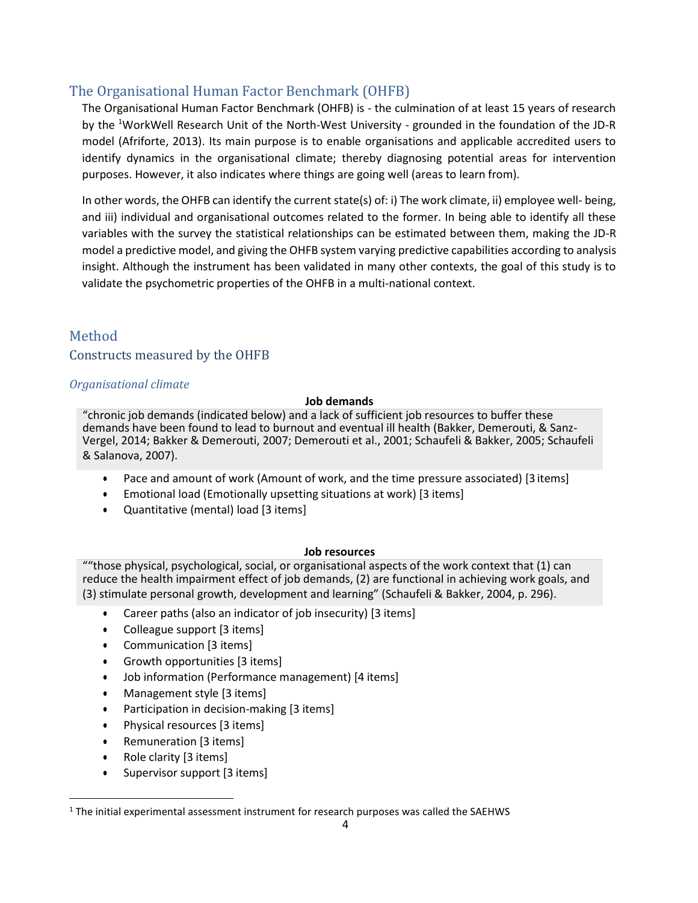## The Organisational Human Factor Benchmark (OHFB)

The Organisational Human Factor Benchmark (OHFB) is - the culmination of at least 15 years of research by the [1]WorkWell Research Unit of the North-West University - grounded in the foundation of the JD-R model (Afriforte, 2013). Its main purpose is to enable organisations and applicable accredited users to identify dynamics in the organisational climate; thereby diagnosing potential areas for intervention purposes. However, it also indicates where things are going well (areas to learn from).

In other words, the OHFB can identify the current state(s) of: i) The work climate, ii) employee well- being, and iii) individual and organisational outcomes related to the former. In being able to identify all these variables with the survey the statistical relationships can be estimated between them, making the JD-R model a predictive model, and giving the OHFB system varying predictive capabilities according to analysis insight. Although the instrument has been validated in many other contexts, the goal of this study is to validate the psychometric properties of the OHFB in a multi-national context.

## Method

### Constructs measured by the OHFB

#### *Organisational climate*

**Job demands**

"chronic job demands (indicated below) and a lack of sufficient job resources to buffer these demands have been found to lead to burnout and eventual ill health (Bakker, Demerouti, & Sanz-Vergel, 2014; Bakker & Demerouti, 2007; Demerouti et al., 2001; Schaufeli & Bakker, 2005; Schaufeli & Salanova, 2007).

- Pace and amount of work (Amount of work, and the time pressure associated) [3 items]
- Emotional load (Emotionally upsetting situations at work) [3 items]
- Quantitative (mental) load [3 items]

**Job resources**

""those physical, psychological, social, or organisational aspects of the work context that (1) can reduce the health impairment effect of job demands, (2) are functional in achieving work goals, and (3) stimulate personal growth, development and learning" (Schaufeli & Bakker, 2004, p. 296).

- Career paths (also an indicator of job insecurity) [3 items]
- Colleague support [3 items]
- Communication [3 items]
- Growth opportunities [3 items]
- Job information (Performance management) [4 items]
- Management style [3 items]
- Participation in decision-making [3 items]
- Physical resources [3 items]
- Remuneration [3 items]
- Role clarity [3 items]
- Supervisor support [3 items]

[1] The initial experimental assessment instrument for research purposes was called the SAEHWS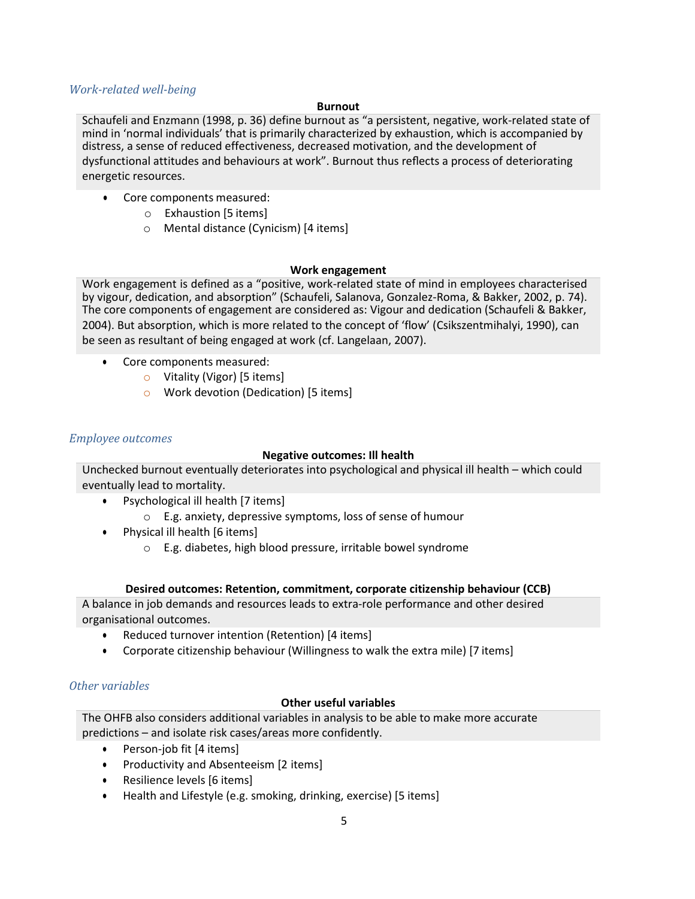## *Work-related well-being*

### Burnout

Schaufeli and Enzmann (1998, p. 36) define burnout as "a persistent, negative, work-related state of mind in 'normal individuals' that is primarily characterized by exhaustion, which is accompanied by distress, a sense of reduced effectiveness, decreased motivation, and the development of dysfunctional attitudes and behaviours at work". Burnout thus reflects a process of deteriorating energetic resources.

- Core components measured:
  - Exhaustion [5 items]
  - Mental distance (Cynicism) [4 items]

### Work engagement

Work engagement is defined as a "positive, work-related state of mind in employees characterised by vigour, dedication, and absorption" (Schaufeli, Salanova, Gonzalez-Roma, & Bakker, 2002, p. 74). The core components of engagement are considered as: Vigour and dedication (Schaufeli & Bakker, 2004). But absorption, which is more related to the concept of 'flow' (Csikszentmihalyi, 1990), can be seen as resultant of being engaged at work (cf. Langelaan, 2007).

- Core components measured:
  - Vitality (Vigor) [5 items]
  - Work devotion (Dedication) [5 items]

## *Employee outcomes*

### Negative outcomes: Ill health

Unchecked burnout eventually deteriorates into psychological and physical ill health – which could eventually lead to mortality.

- Psychological ill health [7 items]
  - E.g. anxiety, depressive symptoms, loss of sense of humour
- Physical ill health [6 items]
  - E.g. diabetes, high blood pressure, irritable bowel syndrome

### Desired outcomes: Retention, commitment, corporate citizenship behaviour (CCB)

A balance in job demands and resources leads to extra-role performance and other desired organisational outcomes.

- Reduced turnover intention (Retention) [4 items]
- Corporate citizenship behaviour (Willingness to walk the extra mile) [7 items]

## *Other variables*

### Other useful variables

The OHFB also considers additional variables in analysis to be able to make more accurate predictions – and isolate risk cases/areas more confidently.

- Person-job fit [4 items]
- Productivity and Absenteeism [2 items]
- Resilience levels [6 items]
- Health and Lifestyle (e.g. smoking, drinking, exercise) [5 items]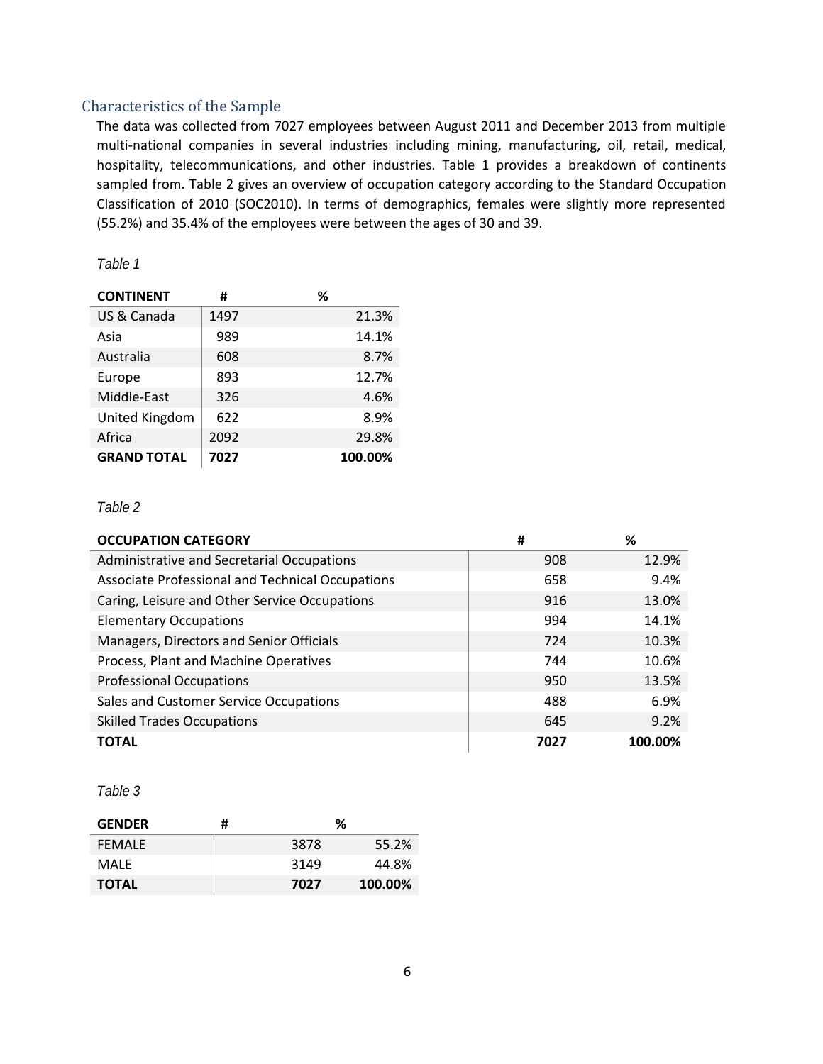## Characteristics of the Sample

The data was collected from 7027 employees between August 2011 and December 2013 from multiple multi-national companies in several industries including mining, manufacturing, oil, retail, medical, hospitality, telecommunications, and other industries. Table 1 provides a breakdown of continents sampled from. Table 2 gives an overview of occupation category according to the Standard Occupation Classification of 2010 (SOC2010). In terms of demographics, females were slightly more represented (55.2%) and 35.4% of the employees were between the ages of 30 and 39.

*Table 1*

| CONTINENT | # | % |
|---|---|---|
| US & Canada | 1497 | 21.3% |
| Asia | 989 | 14.1% |
| Australia | 608 | 8.7% |
| Europe | 893 | 12.7% |
| Middle-East | 326 | 4.6% |
| United Kingdom | 622 | 8.9% |
| Africa | 2092 | 29.8% |
| **GRAND TOTAL** | **7027** | **100.00%** |

*Table 2*

| OCCUPATION CATEGORY | # | % |
|---|---|---|
| Administrative and Secretarial Occupations | 908 | 12.9% |
| Associate Professional and Technical Occupations | 658 | 9.4% |
| Caring, Leisure and Other Service Occupations | 916 | 13.0% |
| Elementary Occupations | 994 | 14.1% |
| Managers, Directors and Senior Officials | 724 | 10.3% |
| Process, Plant and Machine Operatives | 744 | 10.6% |
| Professional Occupations | 950 | 13.5% |
| Sales and Customer Service Occupations | 488 | 6.9% |
| Skilled Trades Occupations | 645 | 9.2% |
| **TOTAL** | **7027** | **100.00%** |

*Table 3*

| GENDER | # | % |
|---|---|---|
| FEMALE | 3878 | 55.2% |
| MALE | 3149 | 44.8% |
| **TOTAL** | **7027** | **100.00%** |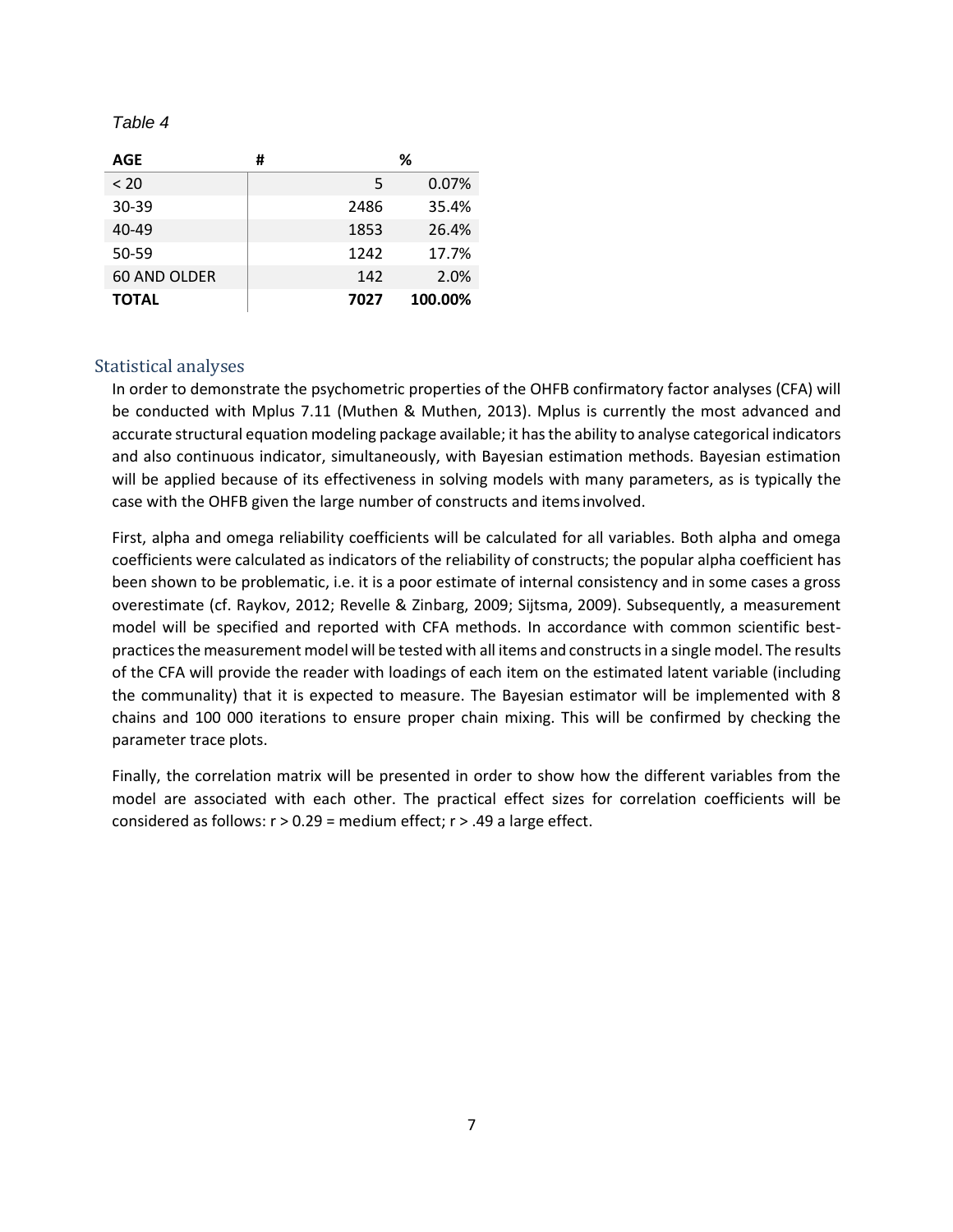*Table 4*

| AGE | # | % |
|---|---|---|
| < 20 | 5 | 0.07% |
| 30-39 | 2486 | 35.4% |
| 40-49 | 1853 | 26.4% |
| 50-59 | 1242 | 17.7% |
| 60 AND OLDER | 142 | 2.0% |
| **TOTAL** | **7027** | **100.00%** |

## Statistical analyses

In order to demonstrate the psychometric properties of the OHFB confirmatory factor analyses (CFA) will be conducted with Mplus 7.11 (Muthen & Muthen, 2013). Mplus is currently the most advanced and accurate structural equation modeling package available; it has the ability to analyse categorical indicators and also continuous indicator, simultaneously, with Bayesian estimation methods. Bayesian estimation will be applied because of its effectiveness in solving models with many parameters, as is typically the case with the OHFB given the large number of constructs and items involved.

First, alpha and omega reliability coefficients will be calculated for all variables. Both alpha and omega coefficients were calculated as indicators of the reliability of constructs; the popular alpha coefficient has been shown to be problematic, i.e. it is a poor estimate of internal consistency and in some cases a gross overestimate (cf. Raykov, 2012; Revelle & Zinbarg, 2009; Sijtsma, 2009). Subsequently, a measurement model will be specified and reported with CFA methods. In accordance with common scientific best-practices the measurement model will be tested with all items and constructs in a single model. The results of the CFA will provide the reader with loadings of each item on the estimated latent variable (including the communality) that it is expected to measure. The Bayesian estimator will be implemented with 8 chains and 100 000 iterations to ensure proper chain mixing. This will be confirmed by checking the parameter trace plots.

Finally, the correlation matrix will be presented in order to show how the different variables from the model are associated with each other. The practical effect sizes for correlation coefficients will be considered as follows: $r > 0.29$ = medium effect; $r > .49$ a large effect.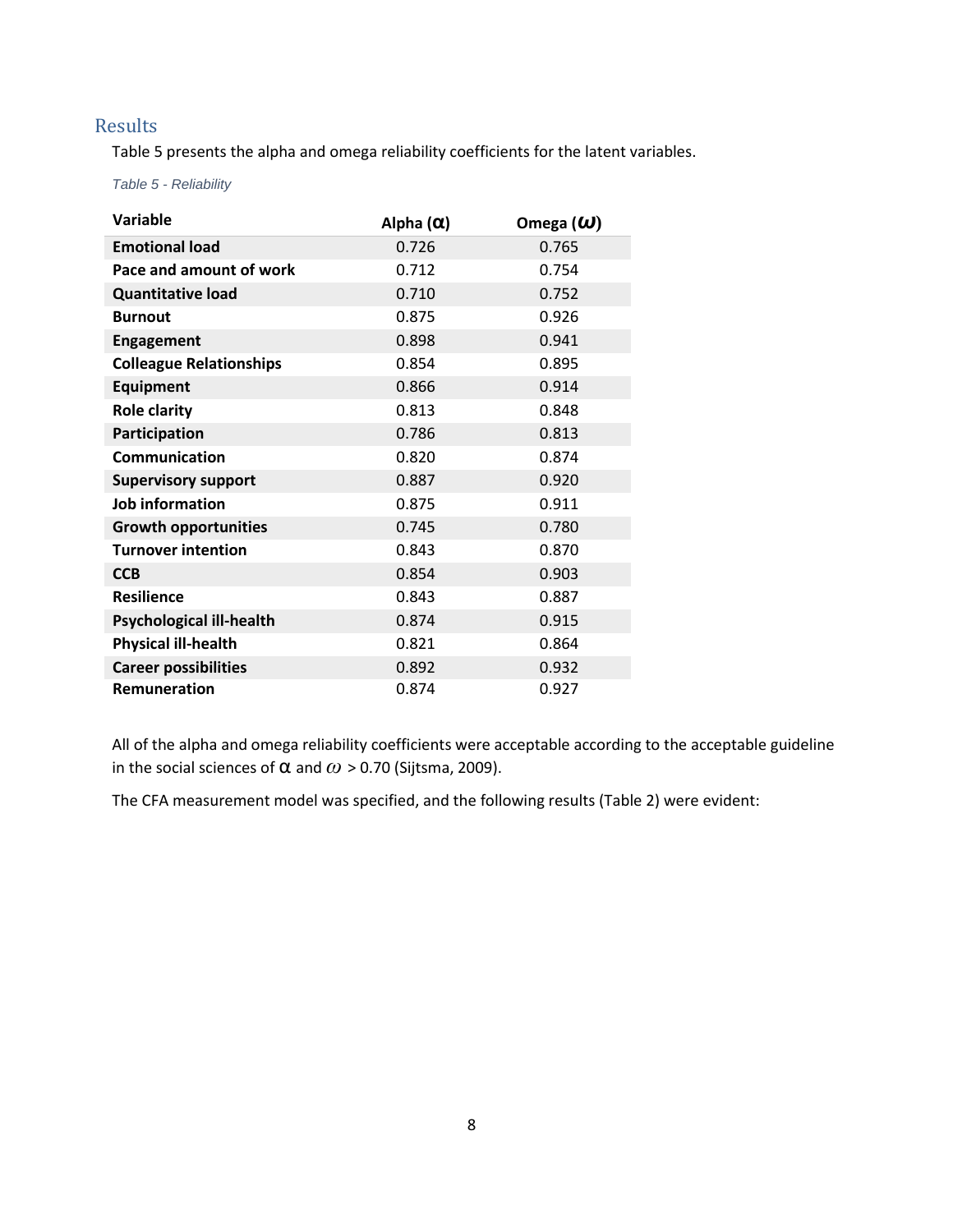## Results

Table 5 presents the alpha and omega reliability coefficients for the latent variables.

*Table 5 - Reliability*

| Variable | Alpha ($\alpha$) | Omega ($\omega$) |
|---|---|---|
| **Emotional load** | 0.726 | 0.765 |
| **Pace and amount of work** | 0.712 | 0.754 |
| **Quantitative load** | 0.710 | 0.752 |
| **Burnout** | 0.875 | 0.926 |
| **Engagement** | 0.898 | 0.941 |
| **Colleague Relationships** | 0.854 | 0.895 |
| **Equipment** | 0.866 | 0.914 |
| **Role clarity** | 0.813 | 0.848 |
| **Participation** | 0.786 | 0.813 |
| **Communication** | 0.820 | 0.874 |
| **Supervisory support** | 0.887 | 0.920 |
| **Job information** | 0.875 | 0.911 |
| **Growth opportunities** | 0.745 | 0.780 |
| **Turnover intention** | 0.843 | 0.870 |
| **CCB** | 0.854 | 0.903 |
| **Resilience** | 0.843 | 0.887 |
| **Psychological ill-health** | 0.874 | 0.915 |
| **Physical ill-health** | 0.821 | 0.864 |
| **Career possibilities** | 0.892 | 0.932 |
| **Remuneration** | 0.874 | 0.927 |

All of the alpha and omega reliability coefficients were acceptable according to the acceptable guideline in the social sciences of $\alpha$ and $\omega$ > 0.70 (Sijtsma, 2009).

The CFA measurement model was specified, and the following results (Table 2) were evident: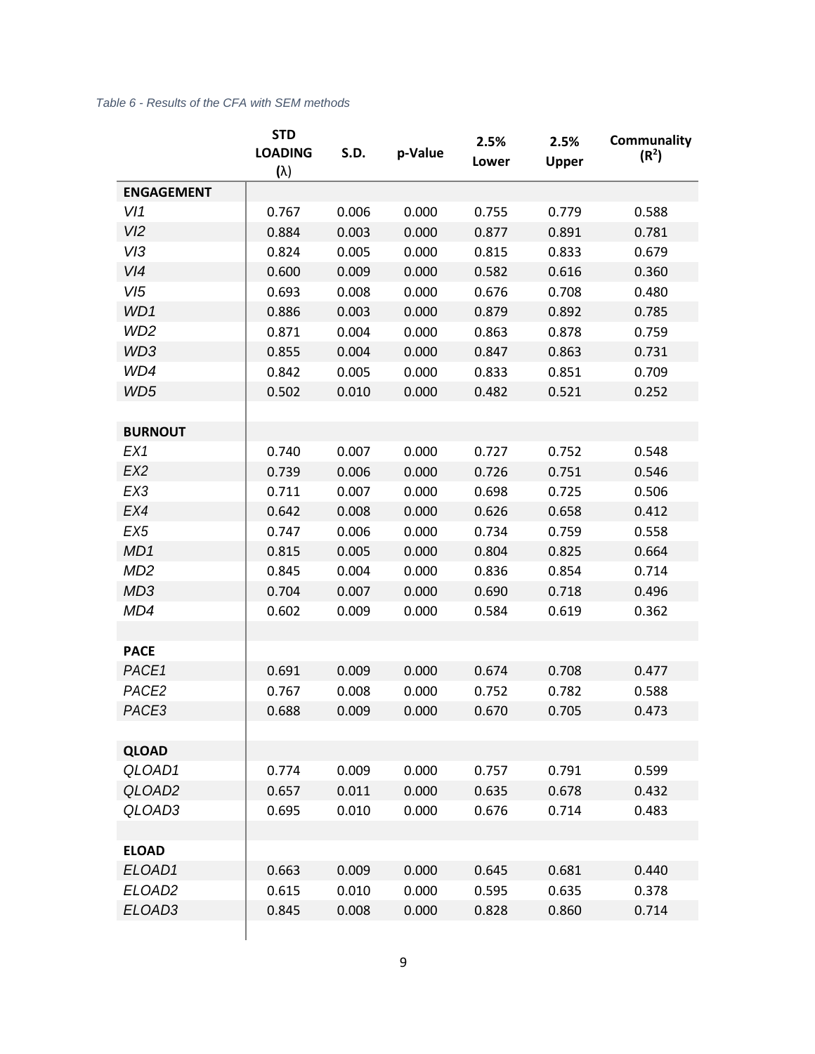*Table 6 - Results of the CFA with SEM methods*

| | STD LOADING (λ) | S.D. | p-Value | 2.5% Lower | 2.5% Upper | Communality ($R^2$) |
|---|---|---|---|---|---|---|
| **ENGAGEMENT** | | | | | | |
| *VI1* | 0.767 | 0.006 | 0.000 | 0.755 | 0.779 | 0.588 |
| *VI2* | 0.884 | 0.003 | 0.000 | 0.877 | 0.891 | 0.781 |
| *VI3* | 0.824 | 0.005 | 0.000 | 0.815 | 0.833 | 0.679 |
| *VI4* | 0.600 | 0.009 | 0.000 | 0.582 | 0.616 | 0.360 |
| *VI5* | 0.693 | 0.008 | 0.000 | 0.676 | 0.708 | 0.480 |
| *WD1* | 0.886 | 0.003 | 0.000 | 0.879 | 0.892 | 0.785 |
| *WD2* | 0.871 | 0.004 | 0.000 | 0.863 | 0.878 | 0.759 |
| *WD3* | 0.855 | 0.004 | 0.000 | 0.847 | 0.863 | 0.731 |
| *WD4* | 0.842 | 0.005 | 0.000 | 0.833 | 0.851 | 0.709 |
| *WD5* | 0.502 | 0.010 | 0.000 | 0.482 | 0.521 | 0.252 |
| | | | | | | |
| **BURNOUT** | | | | | | |
| *EX1* | 0.740 | 0.007 | 0.000 | 0.727 | 0.752 | 0.548 |
| *EX2* | 0.739 | 0.006 | 0.000 | 0.726 | 0.751 | 0.546 |
| *EX3* | 0.711 | 0.007 | 0.000 | 0.698 | 0.725 | 0.506 |
| *EX4* | 0.642 | 0.008 | 0.000 | 0.626 | 0.658 | 0.412 |
| *EX5* | 0.747 | 0.006 | 0.000 | 0.734 | 0.759 | 0.558 |
| *MD1* | 0.815 | 0.005 | 0.000 | 0.804 | 0.825 | 0.664 |
| *MD2* | 0.845 | 0.004 | 0.000 | 0.836 | 0.854 | 0.714 |
| *MD3* | 0.704 | 0.007 | 0.000 | 0.690 | 0.718 | 0.496 |
| *MD4* | 0.602 | 0.009 | 0.000 | 0.584 | 0.619 | 0.362 |
| | | | | | | |
| **PACE** | | | | | | |
| *PACE1* | 0.691 | 0.009 | 0.000 | 0.674 | 0.708 | 0.477 |
| *PACE2* | 0.767 | 0.008 | 0.000 | 0.752 | 0.782 | 0.588 |
| *PACE3* | 0.688 | 0.009 | 0.000 | 0.670 | 0.705 | 0.473 |
| | | | | | | |
| **QLOAD** | | | | | | |
| *QLOAD1* | 0.774 | 0.009 | 0.000 | 0.757 | 0.791 | 0.599 |
| *QLOAD2* | 0.657 | 0.011 | 0.000 | 0.635 | 0.678 | 0.432 |
| *QLOAD3* | 0.695 | 0.010 | 0.000 | 0.676 | 0.714 | 0.483 |
| | | | | | | |
| **ELOAD** | | | | | | |
| *ELOAD1* | 0.663 | 0.009 | 0.000 | 0.645 | 0.681 | 0.440 |
| *ELOAD2* | 0.615 | 0.010 | 0.000 | 0.595 | 0.635 | 0.378 |
| *ELOAD3* | 0.845 | 0.008 | 0.000 | 0.828 | 0.860 | 0.714 |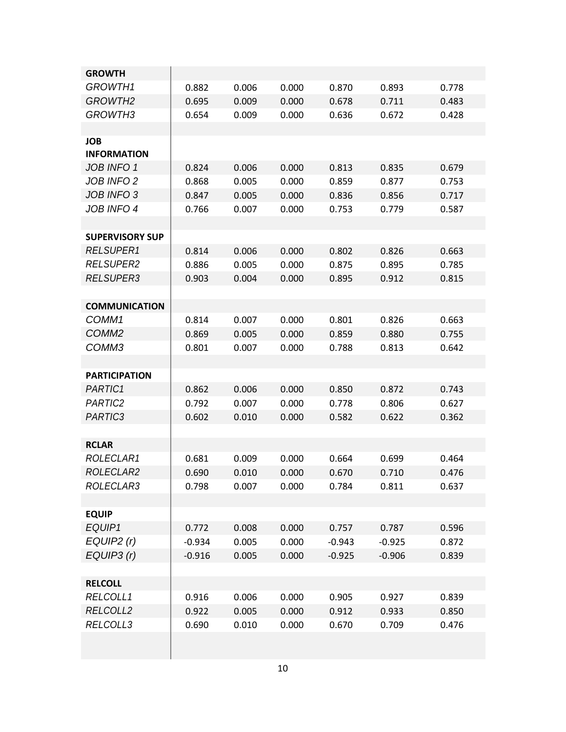| | | | | | | |
|---|---|---|---|---|---|---|
| **GROWTH** | | | | | | |
| *GROWTH1* | 0.882 | 0.006 | 0.000 | 0.870 | 0.893 | 0.778 |
| *GROWTH2* | 0.695 | 0.009 | 0.000 | 0.678 | 0.711 | 0.483 |
| *GROWTH3* | 0.654 | 0.009 | 0.000 | 0.636 | 0.672 | 0.428 |
| | | | | | | |
| **JOB INFORMATION** | | | | | | |
| *JOB INFO 1* | 0.824 | 0.006 | 0.000 | 0.813 | 0.835 | 0.679 |
| *JOB INFO 2* | 0.868 | 0.005 | 0.000 | 0.859 | 0.877 | 0.753 |
| *JOB INFO 3* | 0.847 | 0.005 | 0.000 | 0.836 | 0.856 | 0.717 |
| *JOB INFO 4* | 0.766 | 0.007 | 0.000 | 0.753 | 0.779 | 0.587 |
| | | | | | | |
| **SUPERVISORY SUP** | | | | | | |
| *RELSUPER1* | 0.814 | 0.006 | 0.000 | 0.802 | 0.826 | 0.663 |
| *RELSUPER2* | 0.886 | 0.005 | 0.000 | 0.875 | 0.895 | 0.785 |
| *RELSUPER3* | 0.903 | 0.004 | 0.000 | 0.895 | 0.912 | 0.815 |
| | | | | | | |
| **COMMUNICATION** | | | | | | |
| *COMM1* | 0.814 | 0.007 | 0.000 | 0.801 | 0.826 | 0.663 |
| *COMM2* | 0.869 | 0.005 | 0.000 | 0.859 | 0.880 | 0.755 |
| *COMM3* | 0.801 | 0.007 | 0.000 | 0.788 | 0.813 | 0.642 |
| | | | | | | |
| **PARTICIPATION** | | | | | | |
| *PARTIC1* | 0.862 | 0.006 | 0.000 | 0.850 | 0.872 | 0.743 |
| *PARTIC2* | 0.792 | 0.007 | 0.000 | 0.778 | 0.806 | 0.627 |
| *PARTIC3* | 0.602 | 0.010 | 0.000 | 0.582 | 0.622 | 0.362 |
| | | | | | | |
| **RCLAR** | | | | | | |
| *ROLECLAR1* | 0.681 | 0.009 | 0.000 | 0.664 | 0.699 | 0.464 |
| *ROLECLAR2* | 0.690 | 0.010 | 0.000 | 0.670 | 0.710 | 0.476 |
| *ROLECLAR3* | 0.798 | 0.007 | 0.000 | 0.784 | 0.811 | 0.637 |
| | | | | | | |
| **EQUIP** | | | | | | |
| *EQUIP1* | 0.772 | 0.008 | 0.000 | 0.757 | 0.787 | 0.596 |
| *EQUIP2 (r)* | -0.934 | 0.005 | 0.000 | -0.943 | -0.925 | 0.872 |
| *EQUIP3 (r)* | -0.916 | 0.005 | 0.000 | -0.925 | -0.906 | 0.839 |
| | | | | | | |
| **RELCOLL** | | | | | | |
| *RELCOLL1* | 0.916 | 0.006 | 0.000 | 0.905 | 0.927 | 0.839 |
| *RELCOLL2* | 0.922 | 0.005 | 0.000 | 0.912 | 0.933 | 0.850 |
| *RELCOLL3* | 0.690 | 0.010 | 0.000 | 0.670 | 0.709 | 0.476 |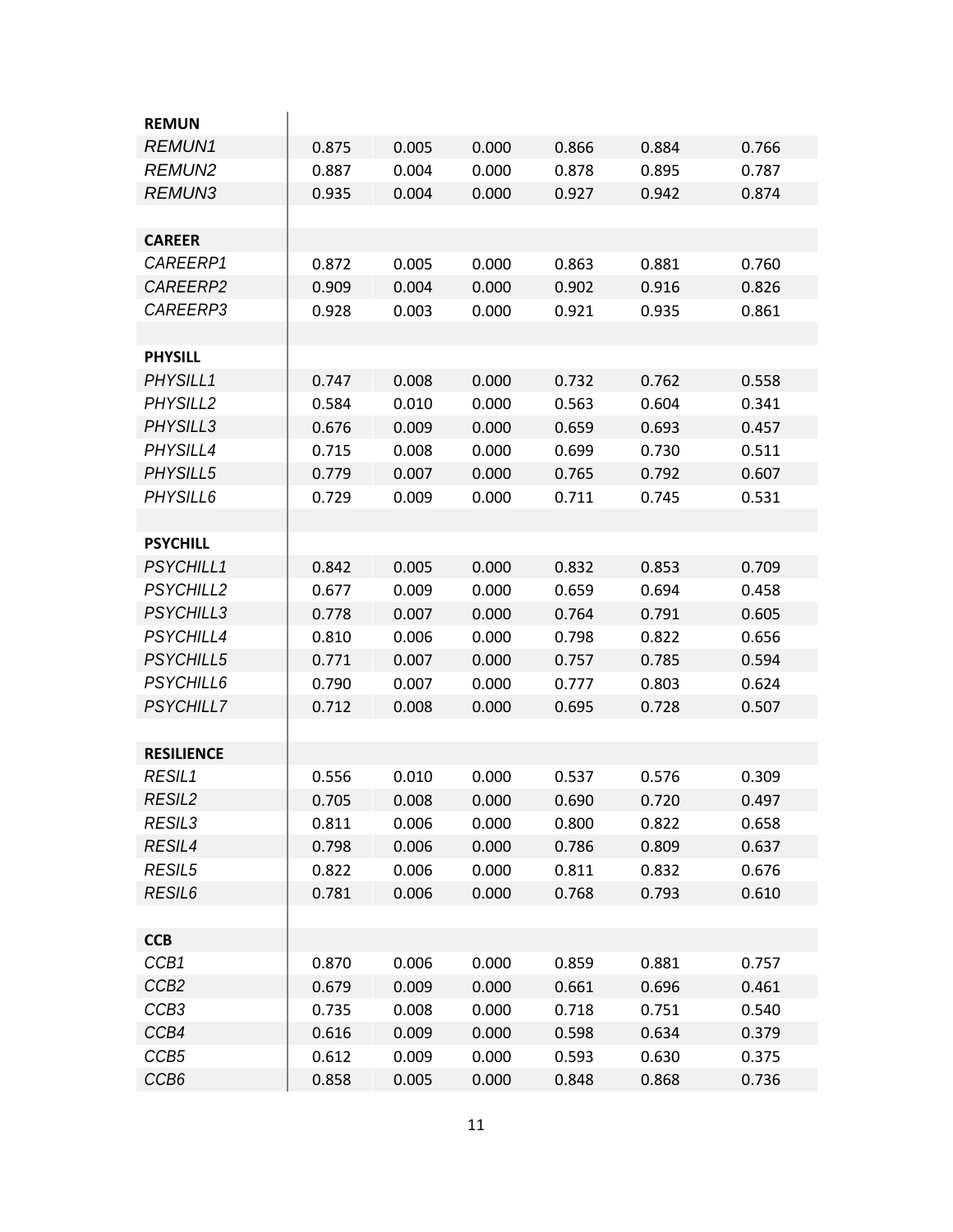| | | | | | | |
|---|---|---|---|---|---|---|
| **REMUN** | | | | | | |
| *REMUN1* | 0.875 | 0.005 | 0.000 | 0.866 | 0.884 | 0.766 |
| *REMUN2* | 0.887 | 0.004 | 0.000 | 0.878 | 0.895 | 0.787 |
| *REMUN3* | 0.935 | 0.004 | 0.000 | 0.927 | 0.942 | 0.874 |
| | | | | | | |
| **CAREER** | | | | | | |
| *CAREERP1* | 0.872 | 0.005 | 0.000 | 0.863 | 0.881 | 0.760 |
| *CAREERP2* | 0.909 | 0.004 | 0.000 | 0.902 | 0.916 | 0.826 |
| *CAREERP3* | 0.928 | 0.003 | 0.000 | 0.921 | 0.935 | 0.861 |
| | | | | | | |
| **PHYSILL** | | | | | | |
| *PHYSILL1* | 0.747 | 0.008 | 0.000 | 0.732 | 0.762 | 0.558 |
| *PHYSILL2* | 0.584 | 0.010 | 0.000 | 0.563 | 0.604 | 0.341 |
| *PHYSILL3* | 0.676 | 0.009 | 0.000 | 0.659 | 0.693 | 0.457 |
| *PHYSILL4* | 0.715 | 0.008 | 0.000 | 0.699 | 0.730 | 0.511 |
| *PHYSILL5* | 0.779 | 0.007 | 0.000 | 0.765 | 0.792 | 0.607 |
| *PHYSILL6* | 0.729 | 0.009 | 0.000 | 0.711 | 0.745 | 0.531 |
| | | | | | | |
| **PSYCHILL** | | | | | | |
| *PSYCHILL1* | 0.842 | 0.005 | 0.000 | 0.832 | 0.853 | 0.709 |
| *PSYCHILL2* | 0.677 | 0.009 | 0.000 | 0.659 | 0.694 | 0.458 |
| *PSYCHILL3* | 0.778 | 0.007 | 0.000 | 0.764 | 0.791 | 0.605 |
| *PSYCHILL4* | 0.810 | 0.006 | 0.000 | 0.798 | 0.822 | 0.656 |
| *PSYCHILL5* | 0.771 | 0.007 | 0.000 | 0.757 | 0.785 | 0.594 |
| *PSYCHILL6* | 0.790 | 0.007 | 0.000 | 0.777 | 0.803 | 0.624 |
| *PSYCHILL7* | 0.712 | 0.008 | 0.000 | 0.695 | 0.728 | 0.507 |
| | | | | | | |
| **RESILIENCE** | | | | | | |
| *RESIL1* | 0.556 | 0.010 | 0.000 | 0.537 | 0.576 | 0.309 |
| *RESIL2* | 0.705 | 0.008 | 0.000 | 0.690 | 0.720 | 0.497 |
| *RESIL3* | 0.811 | 0.006 | 0.000 | 0.800 | 0.822 | 0.658 |
| *RESIL4* | 0.798 | 0.006 | 0.000 | 0.786 | 0.809 | 0.637 |
| *RESIL5* | 0.822 | 0.006 | 0.000 | 0.811 | 0.832 | 0.676 |
| *RESIL6* | 0.781 | 0.006 | 0.000 | 0.768 | 0.793 | 0.610 |
| | | | | | | |
| **CCB** | | | | | | |
| *CCB1* | 0.870 | 0.006 | 0.000 | 0.859 | 0.881 | 0.757 |
| *CCB2* | 0.679 | 0.009 | 0.000 | 0.661 | 0.696 | 0.461 |
| *CCB3* | 0.735 | 0.008 | 0.000 | 0.718 | 0.751 | 0.540 |
| *CCB4* | 0.616 | 0.009 | 0.000 | 0.598 | 0.634 | 0.379 |
| *CCB5* | 0.612 | 0.009 | 0.000 | 0.593 | 0.630 | 0.375 |
| *CCB6* | 0.858 | 0.005 | 0.000 | 0.848 | 0.868 | 0.736 |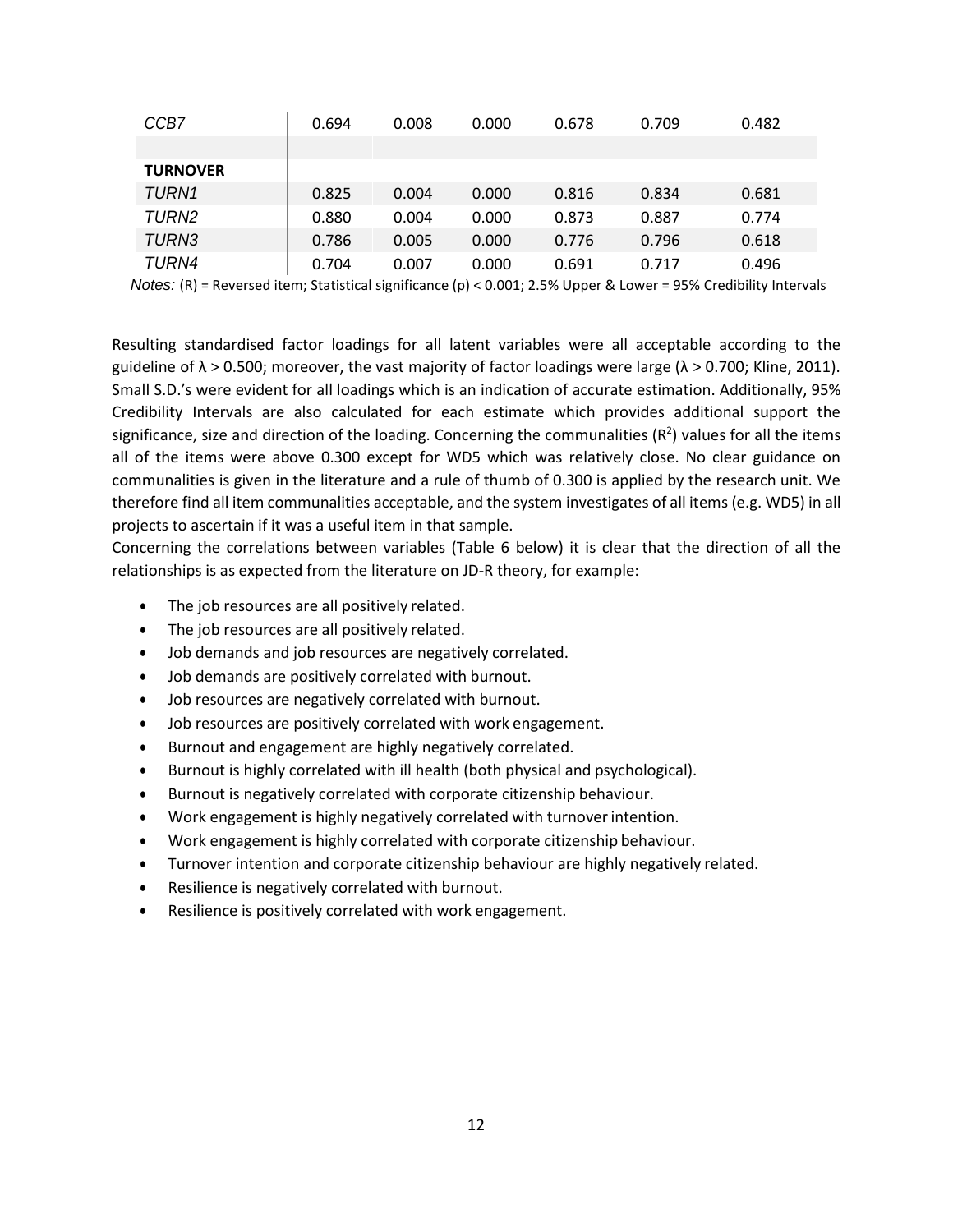| | | | | | | |
|---|---|---|---|---|---|---|
| *CCB7* | 0.694 | 0.008 | 0.000 | 0.678 | 0.709 | 0.482 |
| | | | | | | |
| **TURNOVER** | | | | | | |
| *TURN1* | 0.825 | 0.004 | 0.000 | 0.816 | 0.834 | 0.681 |
| *TURN2* | 0.880 | 0.004 | 0.000 | 0.873 | 0.887 | 0.774 |
| *TURN3* | 0.786 | 0.005 | 0.000 | 0.776 | 0.796 | 0.618 |
| *TURN4* | 0.704 | 0.007 | 0.000 | 0.691 | 0.717 | 0.496 |

*Notes:* (R) = Reversed item; Statistical significance (p) < 0.001; 2.5% Upper & Lower = 95% Credibility Intervals

Resulting standardised factor loadings for all latent variables were all acceptable according to the guideline of $\lambda > 0.500$; moreover, the vast majority of factor loadings were large ($\lambda > 0.700$; Kline, 2011). Small S.D.'s were evident for all loadings which is an indication of accurate estimation. Additionally, 95% Credibility Intervals are also calculated for each estimate which provides additional support the significance, size and direction of the loading. Concerning the communalities ($R^2$) values for all the items all of the items were above 0.300 except for WD5 which was relatively close. No clear guidance on communalities is given in the literature and a rule of thumb of 0.300 is applied by the research unit. We therefore find all item communalities acceptable, and the system investigates of all items (e.g. WD5) in all projects to ascertain if it was a useful item in that sample.

Concerning the correlations between variables (Table 6 below) it is clear that the direction of all the relationships is as expected from the literature on JD-R theory, for example:

- The job resources are all positively related.
- The job resources are all positively related.
- Job demands and job resources are negatively correlated.
- Job demands are positively correlated with burnout.
- Job resources are negatively correlated with burnout.
- Job resources are positively correlated with work engagement.
- Burnout and engagement are highly negatively correlated.
- Burnout is highly correlated with ill health (both physical and psychological).
- Burnout is negatively correlated with corporate citizenship behaviour.
- Work engagement is highly negatively correlated with turnover intention.
- Work engagement is highly correlated with corporate citizenship behaviour.
- Turnover intention and corporate citizenship behaviour are highly negatively related.
- Resilience is negatively correlated with burnout.
- Resilience is positively correlated with work engagement.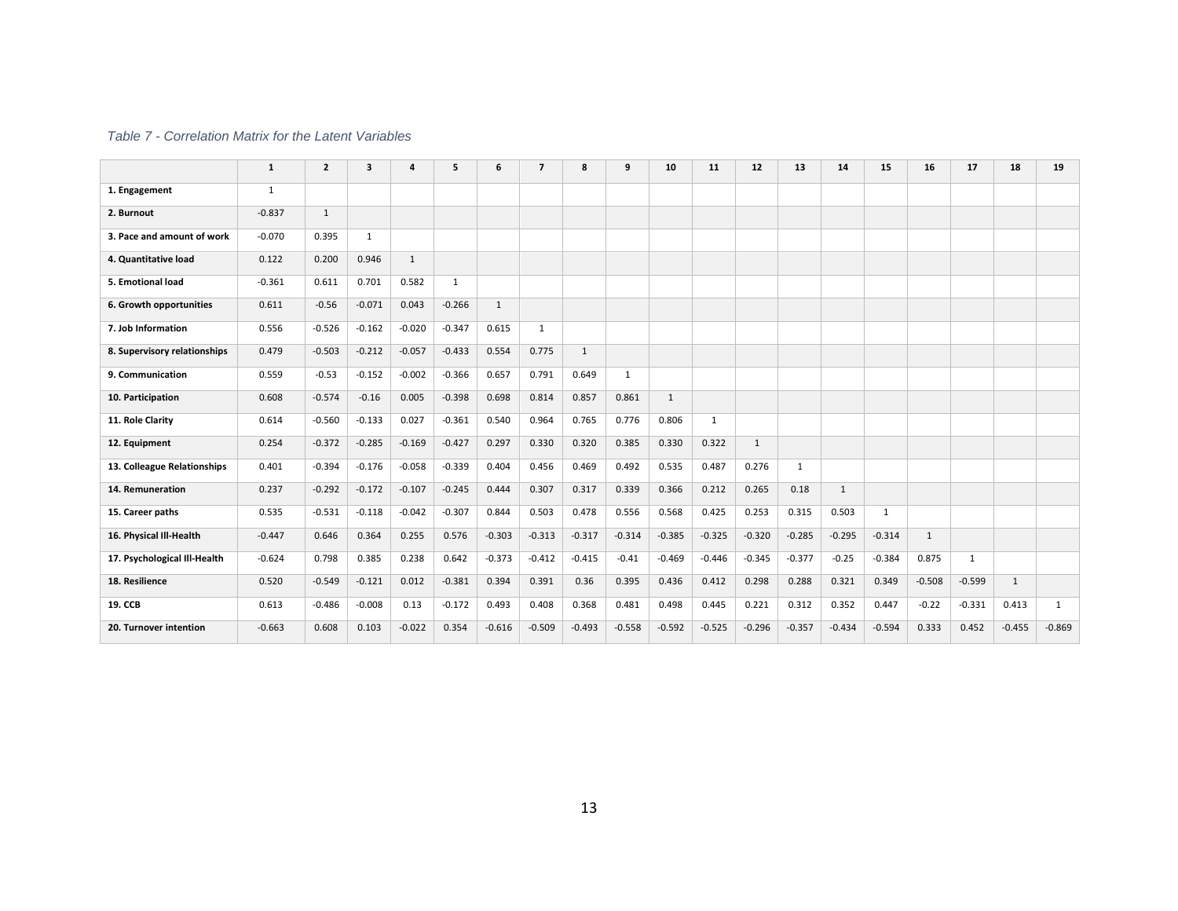*Table 7 - Correlation Matrix for the Latent Variables*

| | 1 | 2 | 3 | 4 | 5 | 6 | 7 | 8 | 9 | 10 | 11 | 12 | 13 | 14 | 15 | 16 | 17 | 18 | 19 |
|---|---|---|---|---|---|---|---|---|---|---|---|---|---|---|---|---|---|---|---|
| **1. Engagement** | 1 | | | | | | | | | | | | | | | | | | |
| **2. Burnout** | -0.837 | 1 | | | | | | | | | | | | | | | | | |
| **3. Pace and amount of work** | -0.070 | 0.395 | 1 | | | | | | | | | | | | | | | | |
| **4. Quantitative load** | 0.122 | 0.200 | 0.946 | 1 | | | | | | | | | | | | | | | |
| **5. Emotional load** | -0.361 | 0.611 | 0.701 | 0.582 | 1 | | | | | | | | | | | | | | |
| **6. Growth opportunities** | 0.611 | -0.56 | -0.071 | 0.043 | -0.266 | 1 | | | | | | | | | | | | | |
| **7. Job Information** | 0.556 | -0.526 | -0.162 | -0.020 | -0.347 | 0.615 | 1 | | | | | | | | | | | | |
| **8. Supervisory relationships** | 0.479 | -0.503 | -0.212 | -0.057 | -0.433 | 0.554 | 0.775 | 1 | | | | | | | | | | | |
| **9. Communication** | 0.559 | -0.53 | -0.152 | -0.002 | -0.366 | 0.657 | 0.791 | 0.649 | 1 | | | | | | | | | | |
| **10. Participation** | 0.608 | -0.574 | -0.16 | 0.005 | -0.398 | 0.698 | 0.814 | 0.857 | 0.861 | 1 | | | | | | | | | |
| **11. Role Clarity** | 0.614 | -0.560 | -0.133 | 0.027 | -0.361 | 0.540 | 0.964 | 0.765 | 0.776 | 0.806 | 1 | | | | | | | | |
| **12. Equipment** | 0.254 | -0.372 | -0.285 | -0.169 | -0.427 | 0.297 | 0.330 | 0.320 | 0.385 | 0.330 | 0.322 | 1 | | | | | | | |
| **13. Colleague Relationships** | 0.401 | -0.394 | -0.176 | -0.058 | -0.339 | 0.404 | 0.456 | 0.469 | 0.492 | 0.535 | 0.487 | 0.276 | 1 | | | | | | |
| **14. Remuneration** | 0.237 | -0.292 | -0.172 | -0.107 | -0.245 | 0.444 | 0.307 | 0.317 | 0.339 | 0.366 | 0.212 | 0.265 | 0.18 | 1 | | | | | |
| **15. Career paths** | 0.535 | -0.531 | -0.118 | -0.042 | -0.307 | 0.844 | 0.503 | 0.478 | 0.556 | 0.568 | 0.425 | 0.253 | 0.315 | 0.503 | 1 | | | | |
| **16. Physical Ill-Health** | -0.447 | 0.646 | 0.364 | 0.255 | 0.576 | -0.303 | -0.313 | -0.317 | -0.314 | -0.385 | -0.325 | -0.320 | -0.285 | -0.295 | -0.314 | 1 | | | |
| **17. Psychological Ill-Health** | -0.624 | 0.798 | 0.385 | 0.238 | 0.642 | -0.373 | -0.412 | -0.415 | -0.41 | -0.469 | -0.446 | -0.345 | -0.377 | -0.25 | -0.384 | 0.875 | 1 | | |
| **18. Resilience** | 0.520 | -0.549 | -0.121 | 0.012 | -0.381 | 0.394 | 0.391 | 0.36 | 0.395 | 0.436 | 0.412 | 0.298 | 0.288 | 0.321 | 0.349 | -0.508 | -0.599 | 1 | |
| **19. CCB** | 0.613 | -0.486 | -0.008 | 0.13 | -0.172 | 0.493 | 0.408 | 0.368 | 0.481 | 0.498 | 0.445 | 0.221 | 0.312 | 0.352 | 0.447 | -0.22 | -0.331 | 0.413 | 1 |
| **20. Turnover intention** | -0.663 | 0.608 | 0.103 | -0.022 | 0.354 | -0.616 | -0.509 | -0.493 | -0.558 | -0.592 | -0.525 | -0.296 | -0.357 | -0.434 | -0.594 | 0.333 | 0.452 | -0.455 | -0.869 |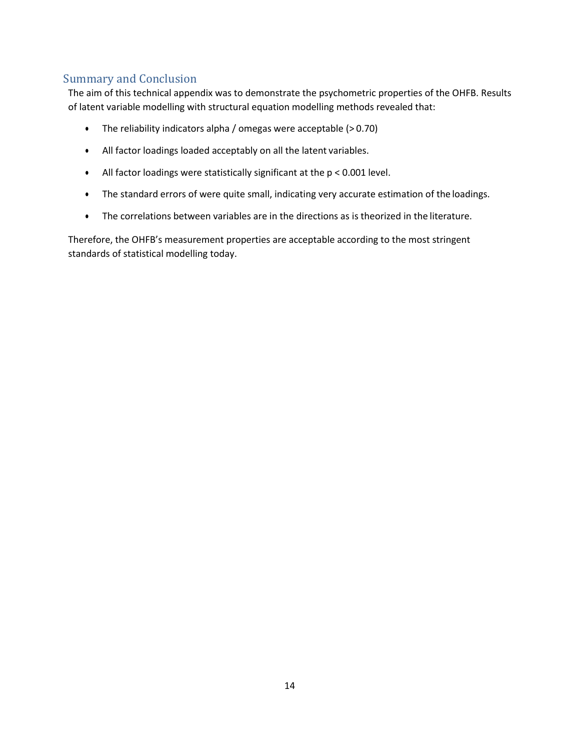## Summary and Conclusion

The aim of this technical appendix was to demonstrate the psychometric properties of the OHFB. Results of latent variable modelling with structural equation modelling methods revealed that:

- The reliability indicators alpha / omegas were acceptable (> 0.70)
- All factor loadings loaded acceptably on all the latent variables.
- All factor loadings were statistically significant at the $p < 0.001$ level.
- The standard errors of were quite small, indicating very accurate estimation of the loadings.
- The correlations between variables are in the directions as is theorized in the literature.

Therefore, the OHFB's measurement properties are acceptable according to the most stringent standards of statistical modelling today.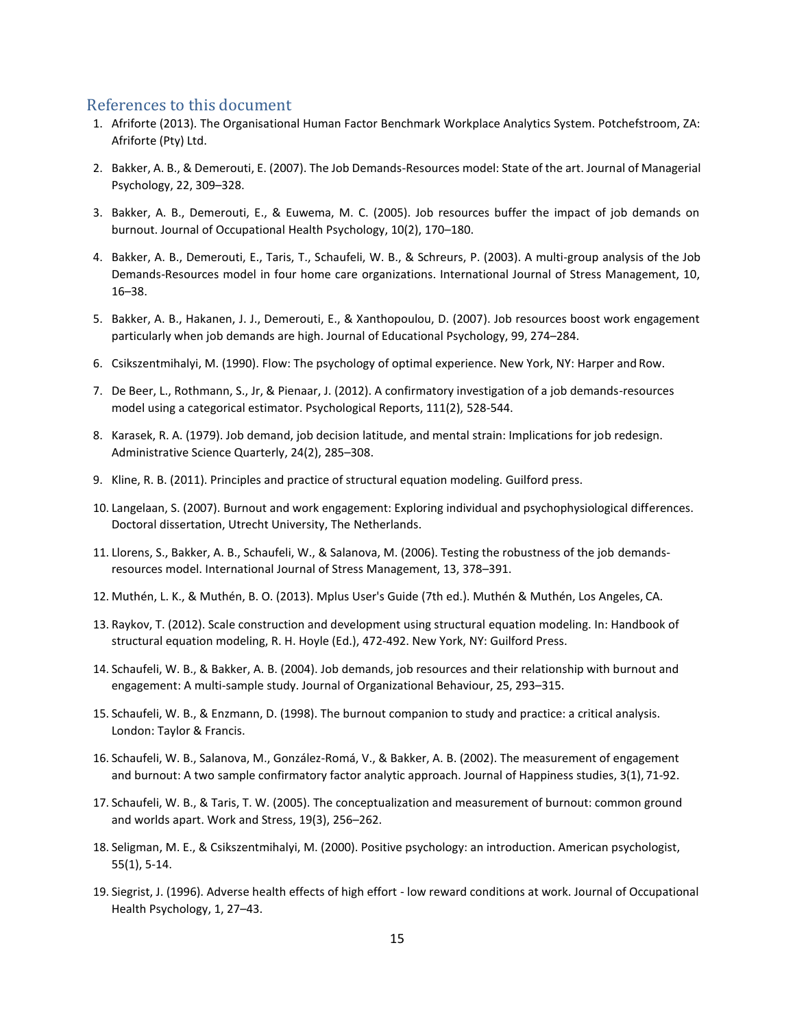## References to this document

1. Afriforte (2013). The Organisational Human Factor Benchmark Workplace Analytics System. Potchefstroom, ZA: Afriforte (Pty) Ltd.

2. Bakker, A. B., & Demerouti, E. (2007). The Job Demands-Resources model: State of the art. Journal of Managerial Psychology, 22, 309–328.

3. Bakker, A. B., Demerouti, E., & Euwema, M. C. (2005). Job resources buffer the impact of job demands on burnout. Journal of Occupational Health Psychology, 10(2), 170–180.

4. Bakker, A. B., Demerouti, E., Taris, T., Schaufeli, W. B., & Schreurs, P. (2003). A multi-group analysis of the Job Demands-Resources model in four home care organizations. International Journal of Stress Management, 10, 16–38.

5. Bakker, A. B., Hakanen, J. J., Demerouti, E., & Xanthopoulou, D. (2007). Job resources boost work engagement particularly when job demands are high. Journal of Educational Psychology, 99, 274–284.

6. Csikszentmihalyi, M. (1990). Flow: The psychology of optimal experience. New York, NY: Harper and Row.

7. De Beer, L., Rothmann, S., Jr, & Pienaar, J. (2012). A confirmatory investigation of a job demands-resources model using a categorical estimator. Psychological Reports, 111(2), 528-544.

8. Karasek, R. A. (1979). Job demand, job decision latitude, and mental strain: Implications for job redesign. Administrative Science Quarterly, 24(2), 285–308.

9. Kline, R. B. (2011). Principles and practice of structural equation modeling. Guilford press.

10. Langelaan, S. (2007). Burnout and work engagement: Exploring individual and psychophysiological differences. Doctoral dissertation, Utrecht University, The Netherlands.

11. Llorens, S., Bakker, A. B., Schaufeli, W., & Salanova, M. (2006). Testing the robustness of the job demands-resources model. International Journal of Stress Management, 13, 378–391.

12. Muthén, L. K., & Muthén, B. O. (2013). Mplus User's Guide (7th ed.). Muthén & Muthén, Los Angeles, CA.

13. Raykov, T. (2012). Scale construction and development using structural equation modeling. In: Handbook of structural equation modeling, R. H. Hoyle (Ed.), 472-492. New York, NY: Guilford Press.

14. Schaufeli, W. B., & Bakker, A. B. (2004). Job demands, job resources and their relationship with burnout and engagement: A multi-sample study. Journal of Organizational Behaviour, 25, 293–315.

15. Schaufeli, W. B., & Enzmann, D. (1998). The burnout companion to study and practice: a critical analysis. London: Taylor & Francis.

16. Schaufeli, W. B., Salanova, M., González-Romá, V., & Bakker, A. B. (2002). The measurement of engagement and burnout: A two sample confirmatory factor analytic approach. Journal of Happiness studies, 3(1), 71-92.

17. Schaufeli, W. B., & Taris, T. W. (2005). The conceptualization and measurement of burnout: common ground and worlds apart. Work and Stress, 19(3), 256–262.

18. Seligman, M. E., & Csikszentmihalyi, M. (2000). Positive psychology: an introduction. American psychologist, 55(1), 5-14.

19. Siegrist, J. (1996). Adverse health effects of high effort - low reward conditions at work. Journal of Occupational Health Psychology, 1, 27–43.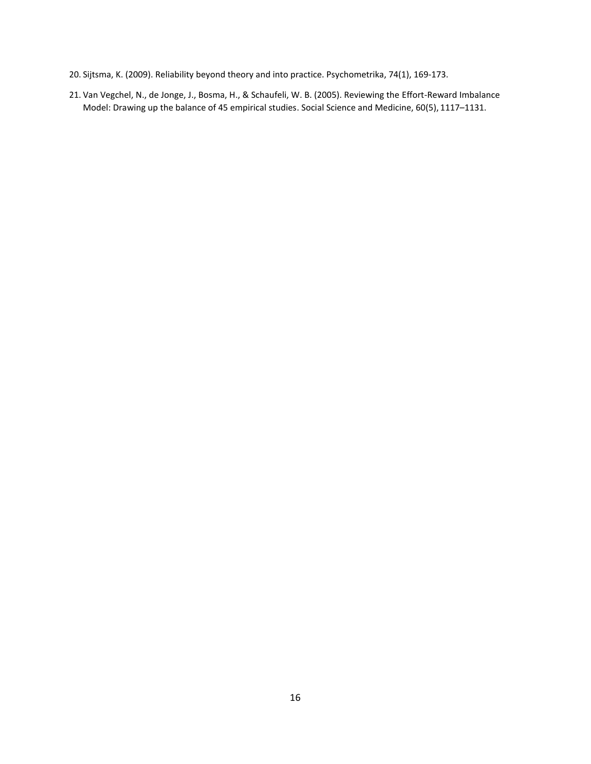20. Sijtsma, K. (2009). Reliability beyond theory and into practice. Psychometrika, 74(1), 169-173.

21. Van Vegchel, N., de Jonge, J., Bosma, H., & Schaufeli, W. B. (2005). Reviewing the Effort-Reward Imbalance Model: Drawing up the balance of 45 empirical studies. Social Science and Medicine, 60(5), 1117–1131.